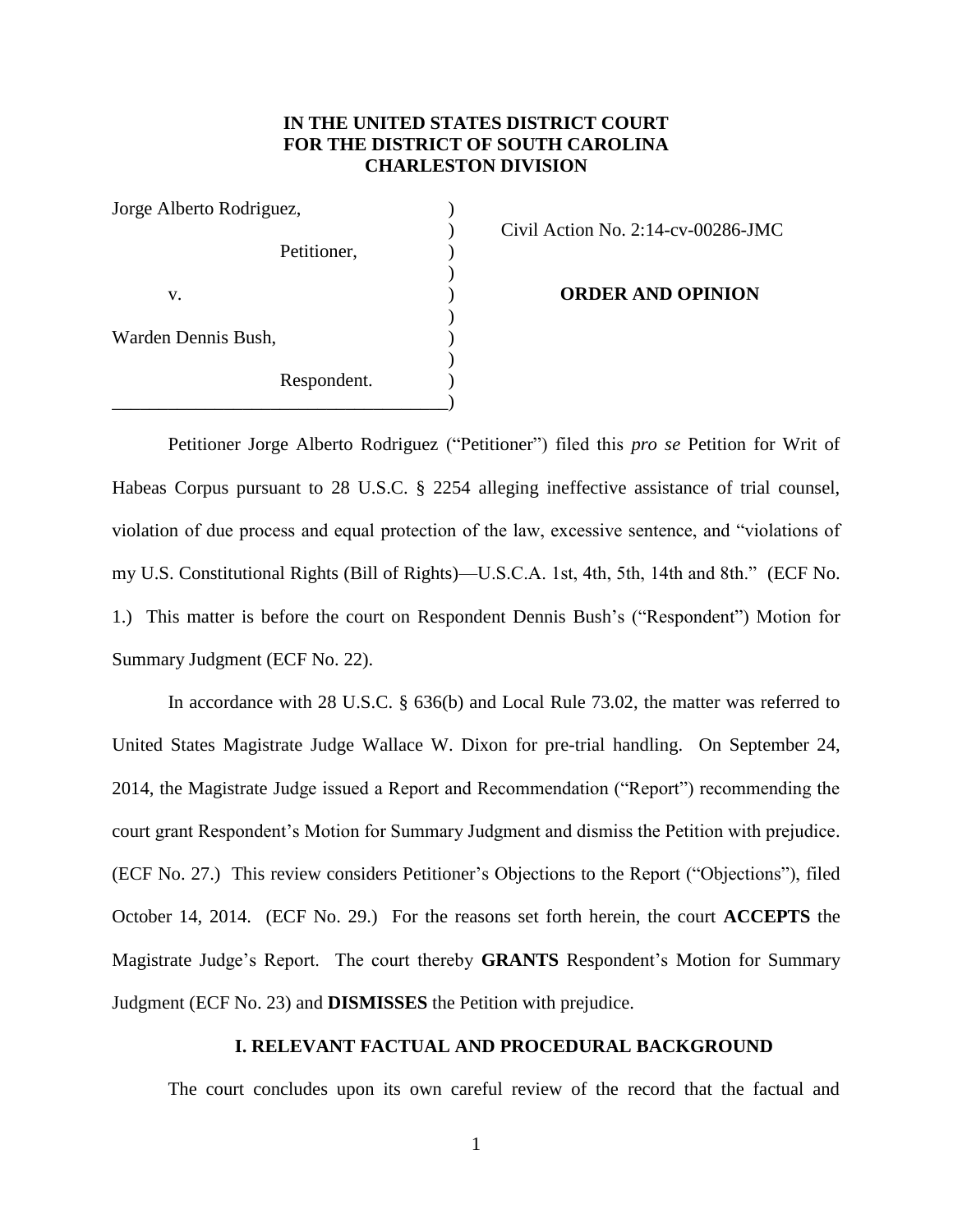**IN THE UNITED STATES DISTRICT COURT**
**FOR THE DISTRICT OF SOUTH CAROLINA**
**CHARLESTON DIVISION**

| | | |
|---|---|---|
| Jorge Alberto Rodriguez, | ) | |
| | ) | Civil Action No. 2:14-cv-00286-JMC |
| Petitioner, | ) | |
| | ) | |
| v. | ) | **ORDER AND OPINION** |
| | ) | |
| Warden Dennis Bush, | ) | |
| | ) | |
| Respondent. | ) | |

Petitioner Jorge Alberto Rodriguez ("Petitioner") filed this *pro se* Petition for Writ of Habeas Corpus pursuant to 28 U.S.C. § 2254 alleging ineffective assistance of trial counsel, violation of due process and equal protection of the law, excessive sentence, and "violations of my U.S. Constitutional Rights (Bill of Rights)—U.S.C.A. 1st, 4th, 5th, 14th and 8th." (ECF No. 1.) This matter is before the court on Respondent Dennis Bush's ("Respondent") Motion for Summary Judgment (ECF No. 22).

In accordance with 28 U.S.C. § 636(b) and Local Rule 73.02, the matter was referred to United States Magistrate Judge Wallace W. Dixon for pre-trial handling. On September 24, 2014, the Magistrate Judge issued a Report and Recommendation ("Report") recommending the court grant Respondent's Motion for Summary Judgment and dismiss the Petition with prejudice. (ECF No. 27.) This review considers Petitioner's Objections to the Report ("Objections"), filed October 14, 2014. (ECF No. 29.) For the reasons set forth herein, the court **ACCEPTS** the Magistrate Judge's Report. The court thereby **GRANTS** Respondent's Motion for Summary Judgment (ECF No. 23) and **DISMISSES** the Petition with prejudice.

## I. RELEVANT FACTUAL AND PROCEDURAL BACKGROUND

The court concludes upon its own careful review of the record that the factual and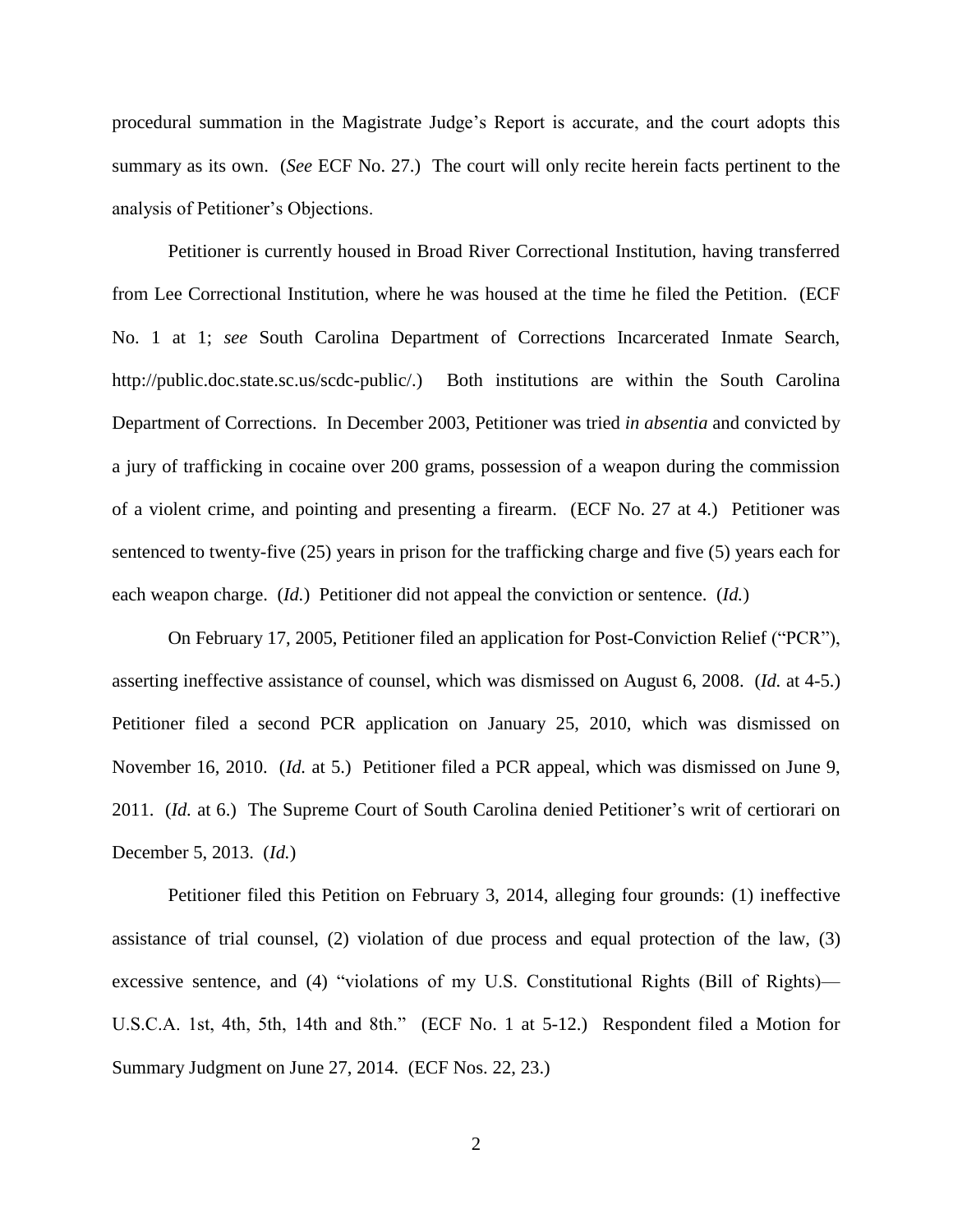procedural summation in the Magistrate Judge's Report is accurate, and the court adopts this summary as its own. (*See* ECF No. 27.) The court will only recite herein facts pertinent to the analysis of Petitioner's Objections.

Petitioner is currently housed in Broad River Correctional Institution, having transferred from Lee Correctional Institution, where he was housed at the time he filed the Petition. (ECF No. 1 at 1; *see* South Carolina Department of Corrections Incarcerated Inmate Search, http://public.doc.state.sc.us/scdc-public/.) Both institutions are within the South Carolina Department of Corrections. In December 2003, Petitioner was tried *in absentia* and convicted by a jury of trafficking in cocaine over 200 grams, possession of a weapon during the commission of a violent crime, and pointing and presenting a firearm. (ECF No. 27 at 4.) Petitioner was sentenced to twenty-five (25) years in prison for the trafficking charge and five (5) years each for each weapon charge. (*Id.*) Petitioner did not appeal the conviction or sentence. (*Id.*)

On February 17, 2005, Petitioner filed an application for Post-Conviction Relief ("PCR"), asserting ineffective assistance of counsel, which was dismissed on August 6, 2008. (*Id.* at 4-5.) Petitioner filed a second PCR application on January 25, 2010, which was dismissed on November 16, 2010. (*Id.* at 5.) Petitioner filed a PCR appeal, which was dismissed on June 9, 2011. (*Id.* at 6.) The Supreme Court of South Carolina denied Petitioner's writ of certiorari on December 5, 2013. (*Id.*)

Petitioner filed this Petition on February 3, 2014, alleging four grounds: (1) ineffective assistance of trial counsel, (2) violation of due process and equal protection of the law, (3) excessive sentence, and (4) "violations of my U.S. Constitutional Rights (Bill of Rights)—U.S.C.A. 1st, 4th, 5th, 14th and 8th." (ECF No. 1 at 5-12.) Respondent filed a Motion for Summary Judgment on June 27, 2014. (ECF Nos. 22, 23.)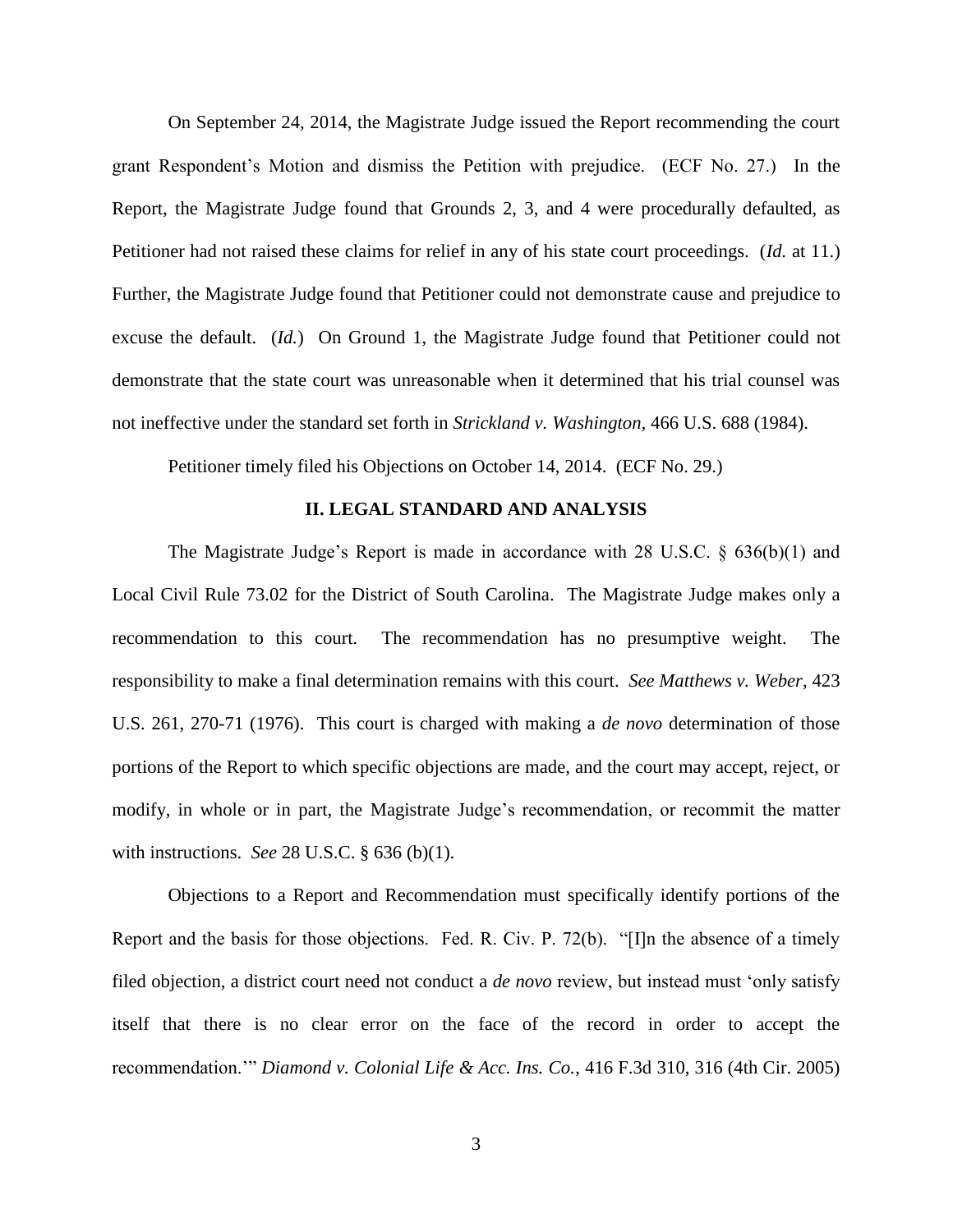On September 24, 2014, the Magistrate Judge issued the Report recommending the court grant Respondent's Motion and dismiss the Petition with prejudice. (ECF No. 27.) In the Report, the Magistrate Judge found that Grounds 2, 3, and 4 were procedurally defaulted, as Petitioner had not raised these claims for relief in any of his state court proceedings. (*Id.* at 11.) Further, the Magistrate Judge found that Petitioner could not demonstrate cause and prejudice to excuse the default. (*Id.*) On Ground 1, the Magistrate Judge found that Petitioner could not demonstrate that the state court was unreasonable when it determined that his trial counsel was not ineffective under the standard set forth in *Strickland v. Washington*, 466 U.S. 688 (1984).

Petitioner timely filed his Objections on October 14, 2014. (ECF No. 29.)

## II. LEGAL STANDARD AND ANALYSIS

The Magistrate Judge's Report is made in accordance with 28 U.S.C. § 636(b)(1) and Local Civil Rule 73.02 for the District of South Carolina. The Magistrate Judge makes only a recommendation to this court. The recommendation has no presumptive weight. The responsibility to make a final determination remains with this court. *See Matthews v. Weber*, 423 U.S. 261, 270-71 (1976). This court is charged with making a *de novo* determination of those portions of the Report to which specific objections are made, and the court may accept, reject, or modify, in whole or in part, the Magistrate Judge's recommendation, or recommit the matter with instructions. *See* 28 U.S.C. § 636 (b)(1).

Objections to a Report and Recommendation must specifically identify portions of the Report and the basis for those objections. Fed. R. Civ. P. 72(b). "[I]n the absence of a timely filed objection, a district court need not conduct a *de novo* review, but instead must 'only satisfy itself that there is no clear error on the face of the record in order to accept the recommendation.'" *Diamond v. Colonial Life & Acc. Ins. Co.*, 416 F.3d 310, 316 (4th Cir. 2005)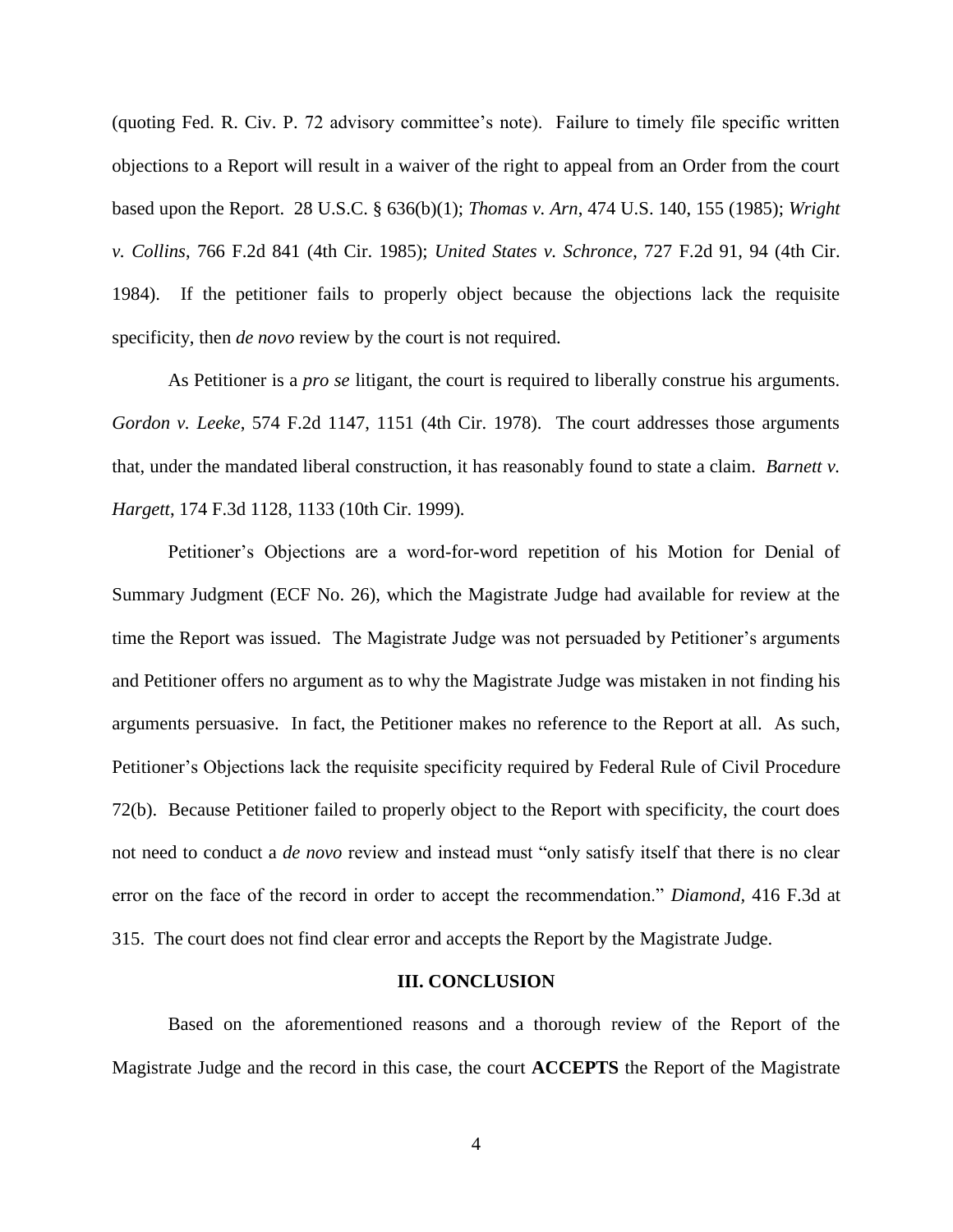(quoting Fed. R. Civ. P. 72 advisory committee's note). Failure to timely file specific written objections to a Report will result in a waiver of the right to appeal from an Order from the court based upon the Report. 28 U.S.C. § 636(b)(1); *Thomas v. Arn*, 474 U.S. 140, 155 (1985); *Wright v. Collins*, 766 F.2d 841 (4th Cir. 1985); *United States v. Schronce*, 727 F.2d 91, 94 (4th Cir. 1984). If the petitioner fails to properly object because the objections lack the requisite specificity, then *de novo* review by the court is not required.

As Petitioner is a *pro se* litigant, the court is required to liberally construe his arguments. *Gordon v. Leeke*, 574 F.2d 1147, 1151 (4th Cir. 1978). The court addresses those arguments that, under the mandated liberal construction, it has reasonably found to state a claim. *Barnett v. Hargett*, 174 F.3d 1128, 1133 (10th Cir. 1999).

Petitioner's Objections are a word-for-word repetition of his Motion for Denial of Summary Judgment (ECF No. 26), which the Magistrate Judge had available for review at the time the Report was issued. The Magistrate Judge was not persuaded by Petitioner's arguments and Petitioner offers no argument as to why the Magistrate Judge was mistaken in not finding his arguments persuasive. In fact, the Petitioner makes no reference to the Report at all. As such, Petitioner's Objections lack the requisite specificity required by Federal Rule of Civil Procedure 72(b). Because Petitioner failed to properly object to the Report with specificity, the court does not need to conduct a *de novo* review and instead must "only satisfy itself that there is no clear error on the face of the record in order to accept the recommendation." *Diamond*, 416 F.3d at 315. The court does not find clear error and accepts the Report by the Magistrate Judge.

## III. CONCLUSION

Based on the aforementioned reasons and a thorough review of the Report of the Magistrate Judge and the record in this case, the court **ACCEPTS** the Report of the Magistrate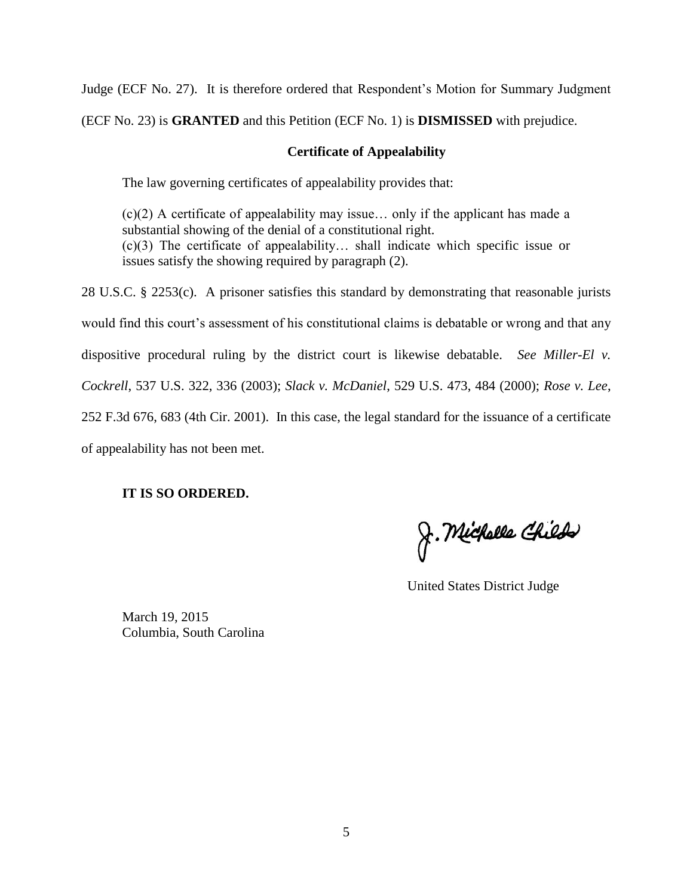Judge (ECF No. 27). It is therefore ordered that Respondent's Motion for Summary Judgment (ECF No. 23) is **GRANTED** and this Petition (ECF No. 1) is **DISMISSED** with prejudice.

**Certificate of Appealability**

The law governing certificates of appealability provides that:

> (c)(2) A certificate of appealability may issue… only if the applicant has made a substantial showing of the denial of a constitutional right.
> (c)(3) The certificate of appealability… shall indicate which specific issue or issues satisfy the showing required by paragraph (2).

28 U.S.C. § 2253(c). A prisoner satisfies this standard by demonstrating that reasonable jurists would find this court's assessment of his constitutional claims is debatable or wrong and that any dispositive procedural ruling by the district court is likewise debatable. *See Miller-El v. Cockrell*, 537 U.S. 322, 336 (2003); *Slack v. McDaniel*, 529 U.S. 473, 484 (2000); *Rose v. Lee*, 252 F.3d 676, 683 (4th Cir. 2001). In this case, the legal standard for the issuance of a certificate of appealability has not been met.

**IT IS SO ORDERED.**

J. Michelle Childs

United States District Judge

March 19, 2015
Columbia, South Carolina